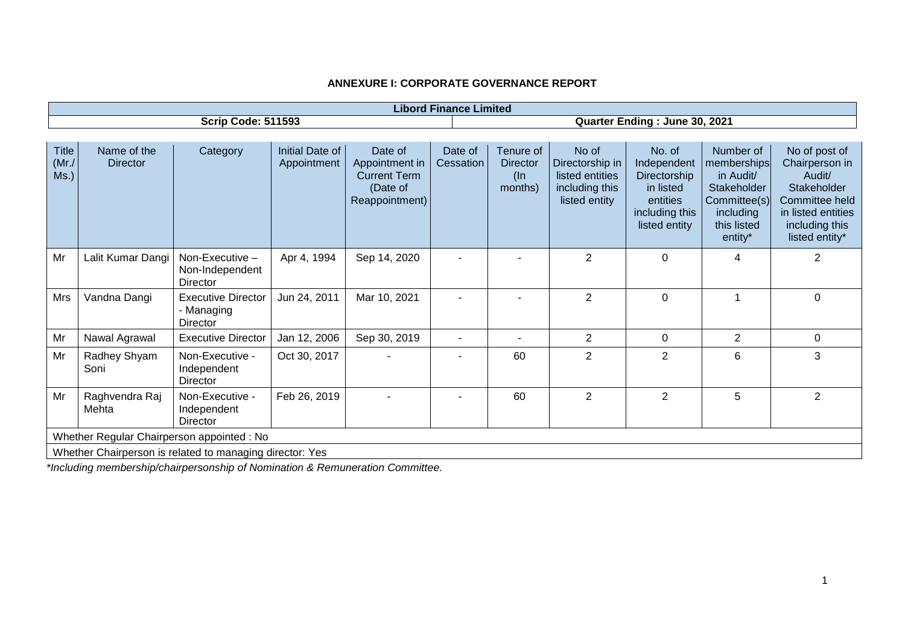**ANNEXURE I: CORPORATE GOVERNANCE REPORT**

| Libord Finance Limited | |
|---|---|
| Scrip Code: 511593 | Quarter Ending : June 30, 2021 |

| Title (Mr./ Ms.) | Name of the Director | Category | Initial Date of Appointment | Date of Appointment in Current Term (Date of Reappointment) | Date of Cessation | Tenure of Director (In months) | No of Directorship in listed entities including this listed entity | No. of Independent Directorship in listed entities including this listed entity | Number of memberships in Audit/ Stakeholder Committee(s) including this listed entity* | No of post of Chairperson in Audit/ Stakeholder Committee held in listed entities including this listed entity* |
|---|---|---|---|---|---|---|---|---|---|---|
| Mr | Lalit Kumar Dangi | Non-Executive – Non-Independent Director | Apr 4, 1994 | Sep 14, 2020 | - | - | 2 | 0 | 4 | 2 |
| Mrs | Vandna Dangi | Executive Director - Managing Director | Jun 24, 2011 | Mar 10, 2021 | - | - | 2 | 0 | 1 | 0 |
| Mr | Nawal Agrawal | Executive Director | Jan 12, 2006 | Sep 30, 2019 | - | - | 2 | 0 | 2 | 0 |
| Mr | Radhey Shyam Soni | Non-Executive - Independent Director | Oct 30, 2017 | - | - | 60 | 2 | 2 | 6 | 3 |
| Mr | Raghvendra Raj Mehta | Non-Executive - Independent Director | Feb 26, 2019 | - | - | 60 | 2 | 2 | 5 | 2 |
| Whether Regular Chairperson appointed : No | | | | | | | | | | |
| Whether Chairperson is related to managing director: Yes | | | | | | | | | | |

*\*Including membership/chairpersonship of Nomination & Remuneration Committee.*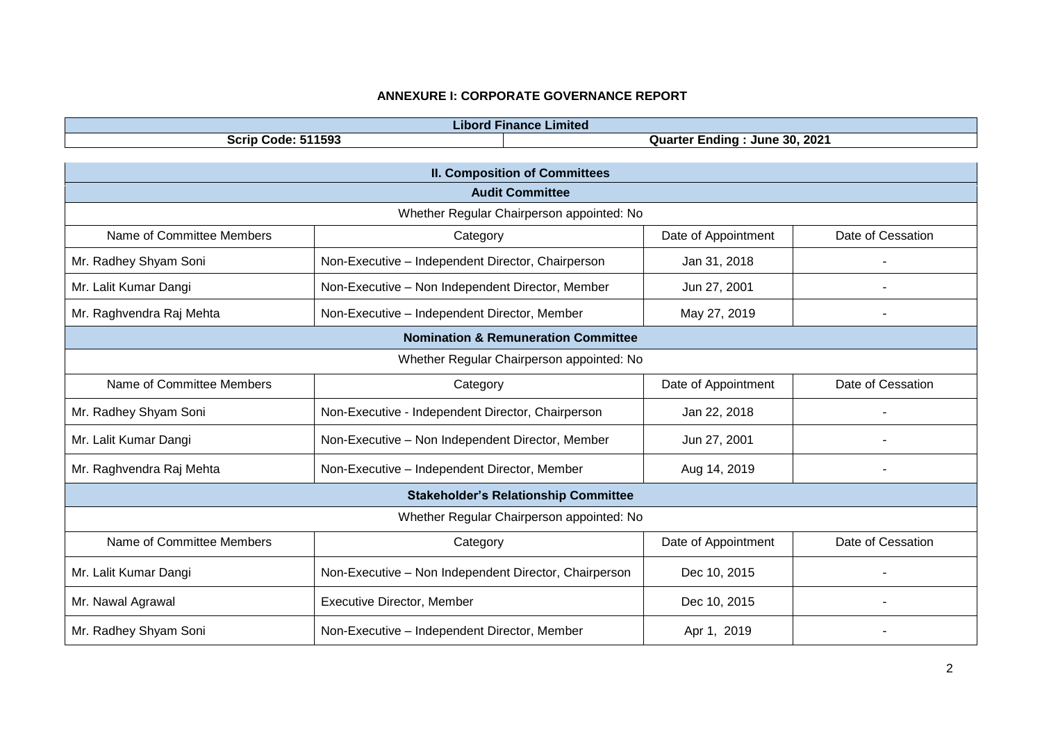### ANNEXURE I: CORPORATE GOVERNANCE REPORT

| Libord Finance Limited | |
|---|---|
| **Scrip Code: 511593** | **Quarter Ending : June 30, 2021** |

| **II. Composition of Committees** | | | |
|---|---|---|---|
| **Audit Committee** | | | |
| Whether Regular Chairperson appointed: No | | | |
| Name of Committee Members | Category | Date of Appointment | Date of Cessation |
| Mr. Radhey Shyam Soni | Non-Executive – Independent Director, Chairperson | Jan 31, 2018 | - |
| Mr. Lalit Kumar Dangi | Non-Executive – Non Independent Director, Member | Jun 27, 2001 | - |
| Mr. Raghvendra Raj Mehta | Non-Executive – Independent Director, Member | May 27, 2019 | - |
| **Nomination & Remuneration Committee** | | | |
| Whether Regular Chairperson appointed: No | | | |
| Name of Committee Members | Category | Date of Appointment | Date of Cessation |
| Mr. Radhey Shyam Soni | Non-Executive - Independent Director, Chairperson | Jan 22, 2018 | - |
| Mr. Lalit Kumar Dangi | Non-Executive – Non Independent Director, Member | Jun 27, 2001 | - |
| Mr. Raghvendra Raj Mehta | Non-Executive – Independent Director, Member | Aug 14, 2019 | - |
| **Stakeholder's Relationship Committee** | | | |
| Whether Regular Chairperson appointed: No | | | |
| Name of Committee Members | Category | Date of Appointment | Date of Cessation |
| Mr. Lalit Kumar Dangi | Non-Executive – Non Independent Director, Chairperson | Dec 10, 2015 | - |
| Mr. Nawal Agrawal | Executive Director, Member | Dec 10, 2015 | - |
| Mr. Radhey Shyam Soni | Non-Executive – Independent Director, Member | Apr 1, 2019 | - |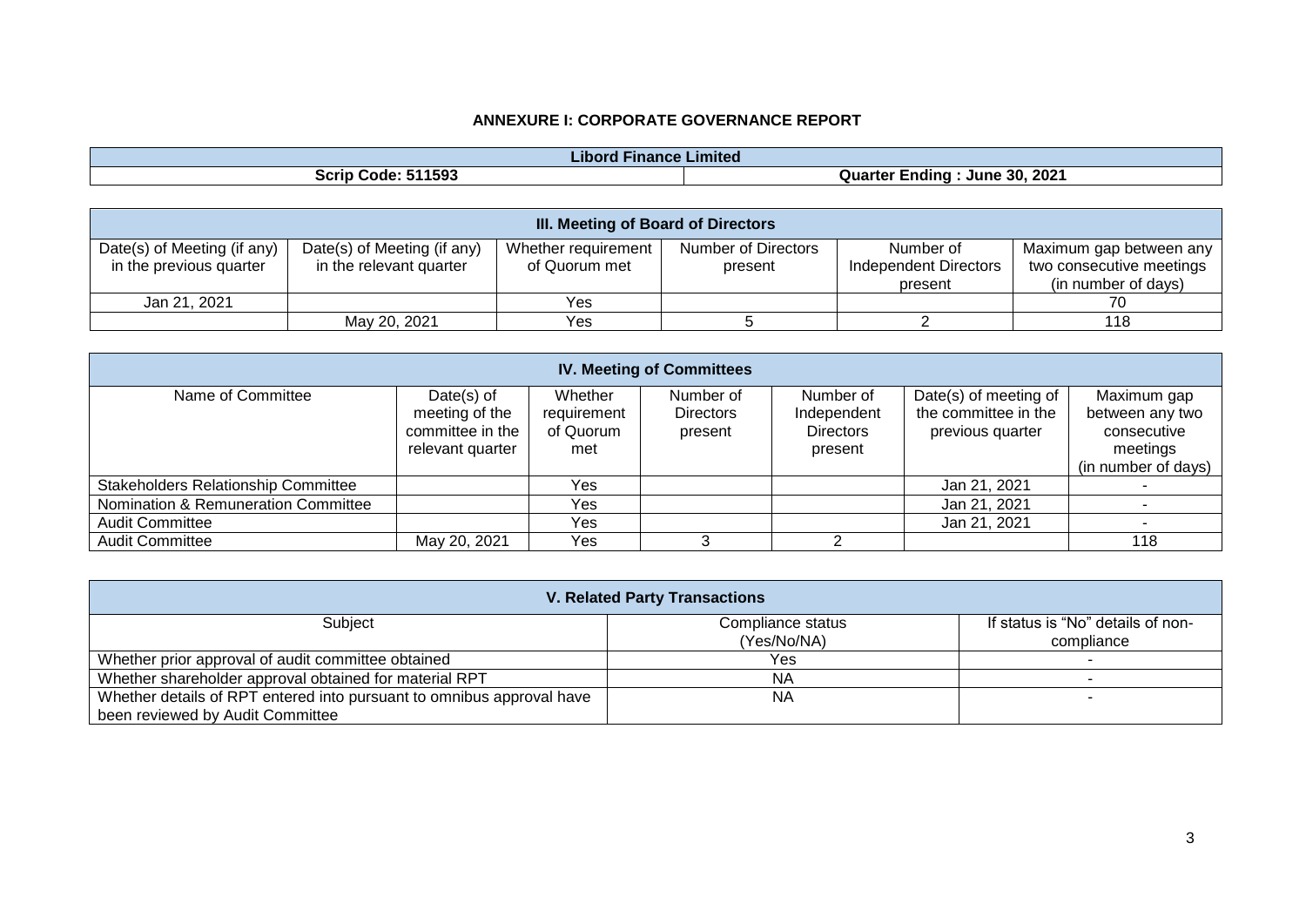## ANNEXURE I: CORPORATE GOVERNANCE REPORT

| Libord Finance Limited | |
|---|---|
| Scrip Code: 511593 | Quarter Ending : June 30, 2021 |

| III. Meeting of Board of Directors | | | | | |
|---|---|---|---|---|---|
| Date(s) of Meeting (if any) in the previous quarter | Date(s) of Meeting (if any) in the relevant quarter | Whether requirement of Quorum met | Number of Directors present | Number of Independent Directors present | Maximum gap between any two consecutive meetings (in number of days) |
| Jan 21, 2021 | | Yes | | | 70 |
| | May 20, 2021 | Yes | 5 | 2 | 118 |

| IV. Meeting of Committees | | | | | | |
|---|---|---|---|---|---|---|
| Name of Committee | Date(s) of meeting of the committee in the relevant quarter | Whether requirement of Quorum met | Number of Directors present | Number of Independent Directors present | Date(s) of meeting of the committee in the previous quarter | Maximum gap between any two consecutive meetings (in number of days) |
| Stakeholders Relationship Committee | | Yes | | | Jan 21, 2021 | - |
| Nomination & Remuneration Committee | | Yes | | | Jan 21, 2021 | - |
| Audit Committee | | Yes | | | Jan 21, 2021 | - |
| Audit Committee | May 20, 2021 | Yes | 3 | 2 | | 118 |

| V. Related Party Transactions | | |
|---|---|---|
| Subject | Compliance status (Yes/No/NA) | If status is "No" details of non-compliance |
| Whether prior approval of audit committee obtained | Yes | - |
| Whether shareholder approval obtained for material RPT | NA | - |
| Whether details of RPT entered into pursuant to omnibus approval have been reviewed by Audit Committee | NA | - |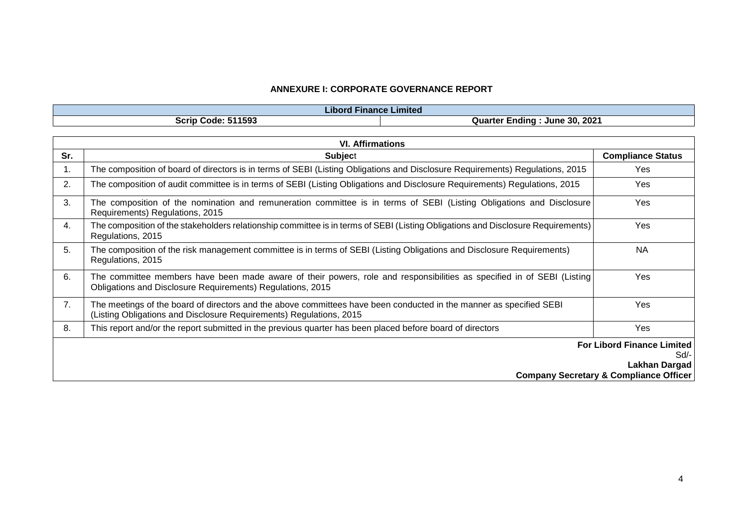**ANNEXURE I: CORPORATE GOVERNANCE REPORT**

| Libord Finance Limited | |
|---|---|
| **Scrip Code: 511593** | **Quarter Ending : June 30, 2021** |

**VI. Affirmations**

| Sr. | Subject | Compliance Status |
|---|---|---|
| 1. | The composition of board of directors is in terms of SEBI (Listing Obligations and Disclosure Requirements) Regulations, 2015 | Yes |
| 2. | The composition of audit committee is in terms of SEBI (Listing Obligations and Disclosure Requirements) Regulations, 2015 | Yes |
| 3. | The composition of the nomination and remuneration committee is in terms of SEBI (Listing Obligations and Disclosure Requirements) Regulations, 2015 | Yes |
| 4. | The composition of the stakeholders relationship committee is in terms of SEBI (Listing Obligations and Disclosure Requirements) Regulations, 2015 | Yes |
| 5. | The composition of the risk management committee is in terms of SEBI (Listing Obligations and Disclosure Requirements) Regulations, 2015 | NA |
| 6. | The committee members have been made aware of their powers, role and responsibilities as specified in of SEBI (Listing Obligations and Disclosure Requirements) Regulations, 2015 | Yes |
| 7. | The meetings of the board of directors and the above committees have been conducted in the manner as specified SEBI (Listing Obligations and Disclosure Requirements) Regulations, 2015 | Yes |
| 8. | This report and/or the report submitted in the previous quarter has been placed before board of directors | Yes |

**For Libord Finance Limited**

Sd/-

**Lakhan Dargad**

**Company Secretary & Compliance Officer**